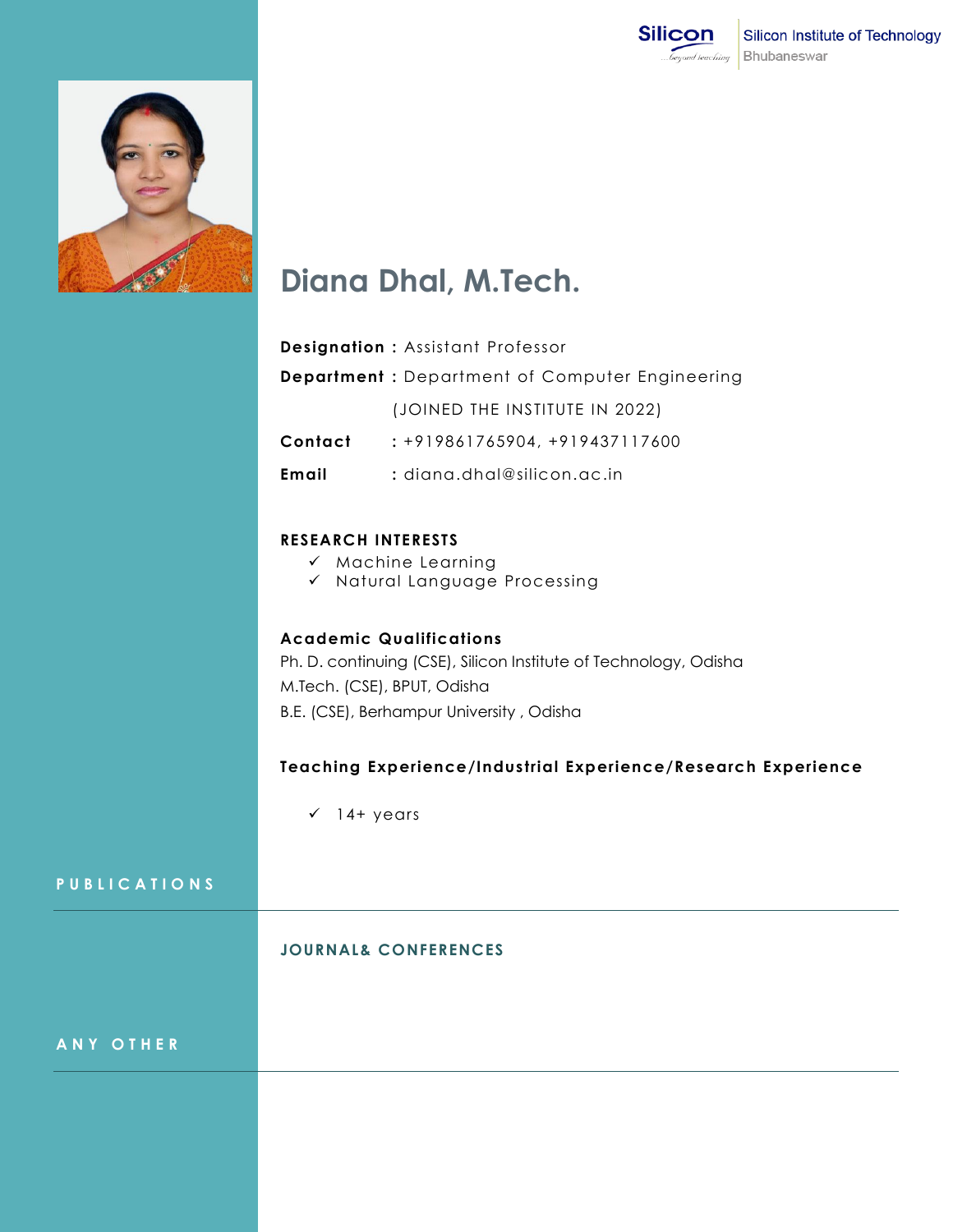Silicon Institute of Technology
Bhubaneswar

# Diana Dhal, M.Tech.

**Designation :** Assistant Professor

**Department :** Department of Computer Engineering

(JOINED THE INSTITUTE IN 2022)

**Contact** : +919861765904, +919437117600

**Email** : diana.dhal@silicon.ac.in

## RESEARCH INTERESTS

- ✓ Machine Learning
- ✓ Natural Language Processing

## Academic Qualifications

Ph. D. continuing (CSE), Silicon Institute of Technology, Odisha

M.Tech. (CSE), BPUT, Odisha

B.E. (CSE), Berhampur University , Odisha

## Teaching Experience/Industrial Experience/Research Experience

- ✓ 14+ years

## PUBLICATIONS

### JOURNAL& CONFERENCES

## ANY OTHER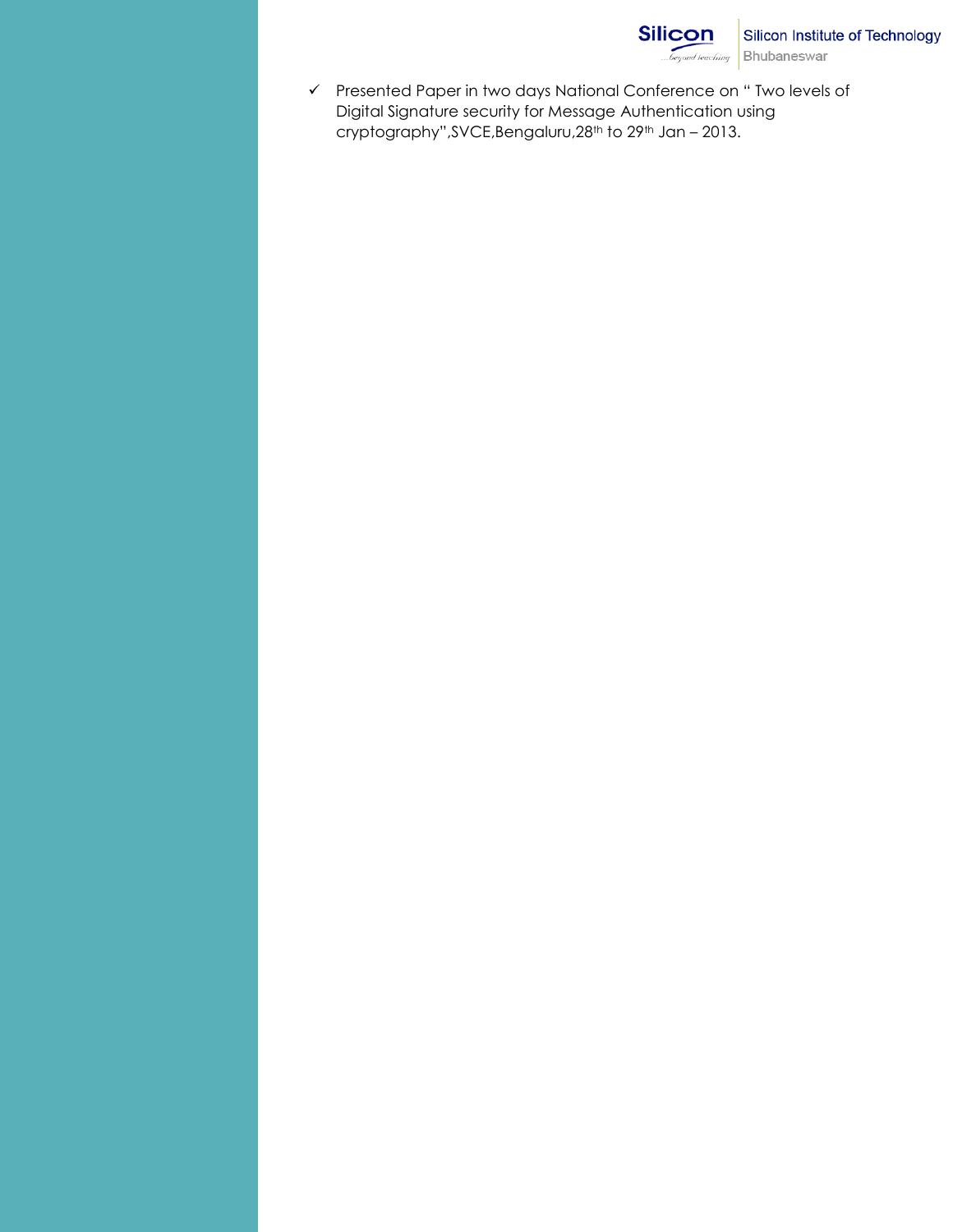- ✓ Presented Paper in two days National Conference on " Two levels of Digital Signature security for Message Authentication using cryptography",SVCE,Bengaluru,28th to 29th Jan – 2013.